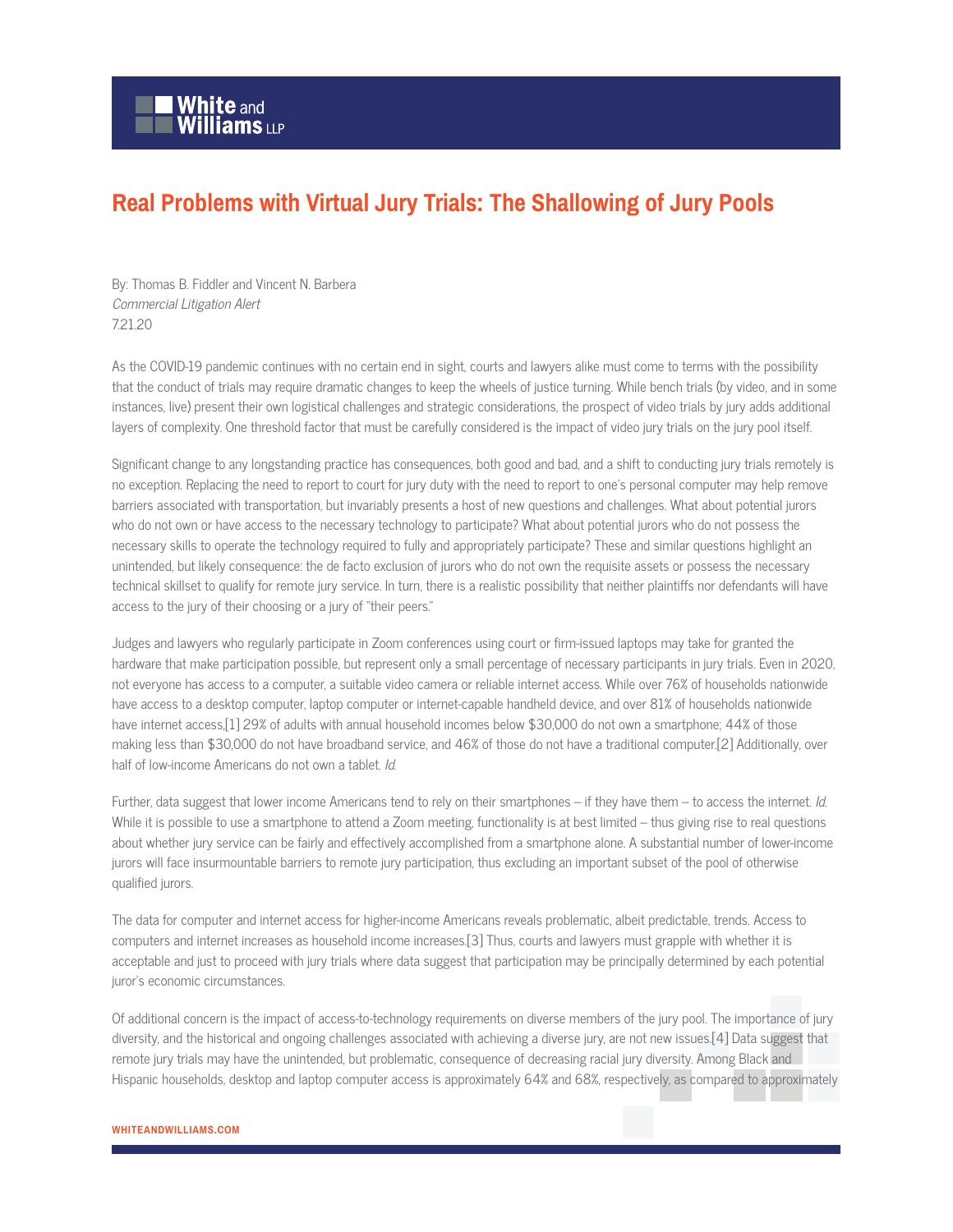# Real Problems with Virtual Jury Trials: The Shallowing of Jury Pools

By: Thomas B. Fiddler and Vincent N. Barbera
*Commercial Litigation Alert*
7.21.20

As the COVID-19 pandemic continues with no certain end in sight, courts and lawyers alike must come to terms with the possibility that the conduct of trials may require dramatic changes to keep the wheels of justice turning. While bench trials (by video, and in some instances, live) present their own logistical challenges and strategic considerations, the prospect of video trials by jury adds additional layers of complexity. One threshold factor that must be carefully considered is the impact of video jury trials on the jury pool itself.

Significant change to any longstanding practice has consequences, both good and bad, and a shift to conducting jury trials remotely is no exception. Replacing the need to report to court for jury duty with the need to report to one's personal computer may help remove barriers associated with transportation, but invariably presents a host of new questions and challenges. What about potential jurors who do not own or have access to the necessary technology to participate? What about potential jurors who do not possess the necessary skills to operate the technology required to fully and appropriately participate? These and similar questions highlight an unintended, but likely consequence: the de facto exclusion of jurors who do not own the requisite assets or possess the necessary technical skillset to qualify for remote jury service. In turn, there is a realistic possibility that neither plaintiffs nor defendants will have access to the jury of their choosing or a jury of "their peers."

Judges and lawyers who regularly participate in Zoom conferences using court or firm-issued laptops may take for granted the hardware that make participation possible, but represent only a small percentage of necessary participants in jury trials. Even in 2020, not everyone has access to a computer, a suitable video camera or reliable internet access. While over 76% of households nationwide have access to a desktop computer, laptop computer or internet-capable handheld device, and over 81% of households nationwide have internet access,[1] 29% of adults with annual household incomes below $30,000 do not own a smartphone; 44% of those making less than $30,000 do not have broadband service, and 46% of those do not have a traditional computer.[2] Additionally, over half of low-income Americans do not own a tablet. *Id.*

Further, data suggest that lower income Americans tend to rely on their smartphones – if they have them – to access the internet. *Id.* While it is possible to use a smartphone to attend a Zoom meeting, functionality is at best limited – thus giving rise to real questions about whether jury service can be fairly and effectively accomplished from a smartphone alone. A substantial number of lower-income jurors will face insurmountable barriers to remote jury participation, thus excluding an important subset of the pool of otherwise qualified jurors.

The data for computer and internet access for higher-income Americans reveals problematic, albeit predictable, trends. Access to computers and internet increases as household income increases.[3] Thus, courts and lawyers must grapple with whether it is acceptable and just to proceed with jury trials where data suggest that participation may be principally determined by each potential juror's economic circumstances.

Of additional concern is the impact of access-to-technology requirements on diverse members of the jury pool. The importance of jury diversity, and the historical and ongoing challenges associated with achieving a diverse jury, are not new issues.[4] Data suggest that remote jury trials may have the unintended, but problematic, consequence of decreasing racial jury diversity. Among Black and Hispanic households, desktop and laptop computer access is approximately 64% and 68%, respectively, as compared to approximately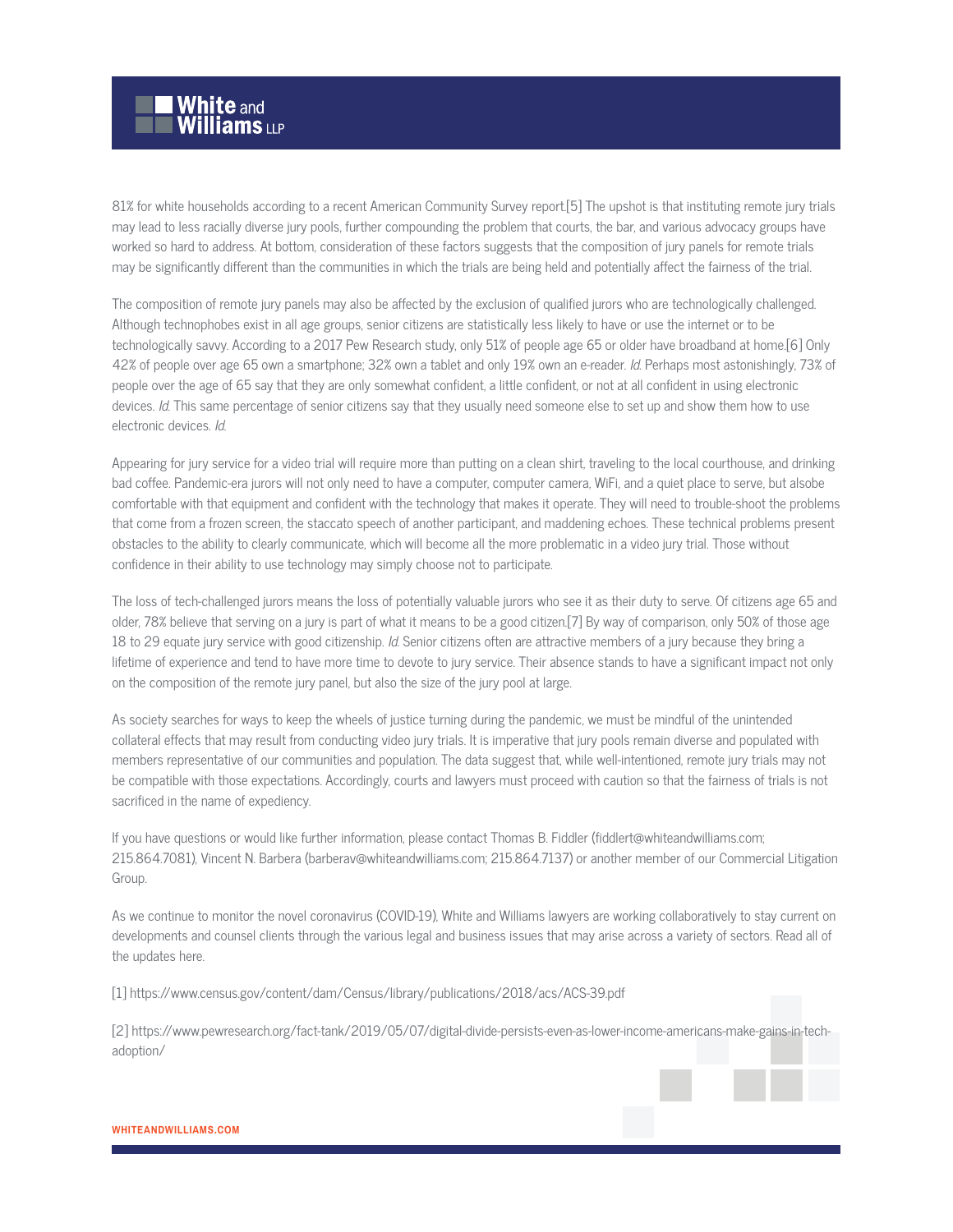81% for white households according to a recent American Community Survey report.[5] The upshot is that instituting remote jury trials may lead to less racially diverse jury pools, further compounding the problem that courts, the bar, and various advocacy groups have worked so hard to address. At bottom, consideration of these factors suggests that the composition of jury panels for remote trials may be significantly different than the communities in which the trials are being held and potentially affect the fairness of the trial.

The composition of remote jury panels may also be affected by the exclusion of qualified jurors who are technologically challenged. Although technophobes exist in all age groups, senior citizens are statistically less likely to have or use the internet or to be technologically savvy. According to a 2017 Pew Research study, only 51% of people age 65 or older have broadband at home.[6] Only 42% of people over age 65 own a smartphone; 32% own a tablet and only 19% own an e-reader. *Id.* Perhaps most astonishingly, 73% of people over the age of 65 say that they are only somewhat confident, a little confident, or not at all confident in using electronic devices. *Id.* This same percentage of senior citizens say that they usually need someone else to set up and show them how to use electronic devices. *Id.*

Appearing for jury service for a video trial will require more than putting on a clean shirt, traveling to the local courthouse, and drinking bad coffee. Pandemic-era jurors will not only need to have a computer, computer camera, WiFi, and a quiet place to serve, but alsobe comfortable with that equipment and confident with the technology that makes it operate. They will need to trouble-shoot the problems that come from a frozen screen, the staccato speech of another participant, and maddening echoes. These technical problems present obstacles to the ability to clearly communicate, which will become all the more problematic in a video jury trial. Those without confidence in their ability to use technology may simply choose not to participate.

The loss of tech-challenged jurors means the loss of potentially valuable jurors who see it as their duty to serve. Of citizens age 65 and older, 78% believe that serving on a jury is part of what it means to be a good citizen.[7] By way of comparison, only 50% of those age 18 to 29 equate jury service with good citizenship. *Id.* Senior citizens often are attractive members of a jury because they bring a lifetime of experience and tend to have more time to devote to jury service. Their absence stands to have a significant impact not only on the composition of the remote jury panel, but also the size of the jury pool at large.

As society searches for ways to keep the wheels of justice turning during the pandemic, we must be mindful of the unintended collateral effects that may result from conducting video jury trials. It is imperative that jury pools remain diverse and populated with members representative of our communities and population. The data suggest that, while well-intentioned, remote jury trials may not be compatible with those expectations. Accordingly, courts and lawyers must proceed with caution so that the fairness of trials is not sacrificed in the name of expediency.

If you have questions or would like further information, please contact Thomas B. Fiddler (fiddlert@whiteandwilliams.com; 215.864.7081), Vincent N. Barbera (barberav@whiteandwilliams.com; 215.864.7137) or another member of our Commercial Litigation Group.

As we continue to monitor the novel coronavirus (COVID-19), White and Williams lawyers are working collaboratively to stay current on developments and counsel clients through the various legal and business issues that may arise across a variety of sectors. Read all of the updates here.

[1] https://www.census.gov/content/dam/Census/library/publications/2018/acs/ACS-39.pdf

[2] https://www.pewresearch.org/fact-tank/2019/05/07/digital-divide-persists-even-as-lower-income-americans-make-gains-in-tech-adoption/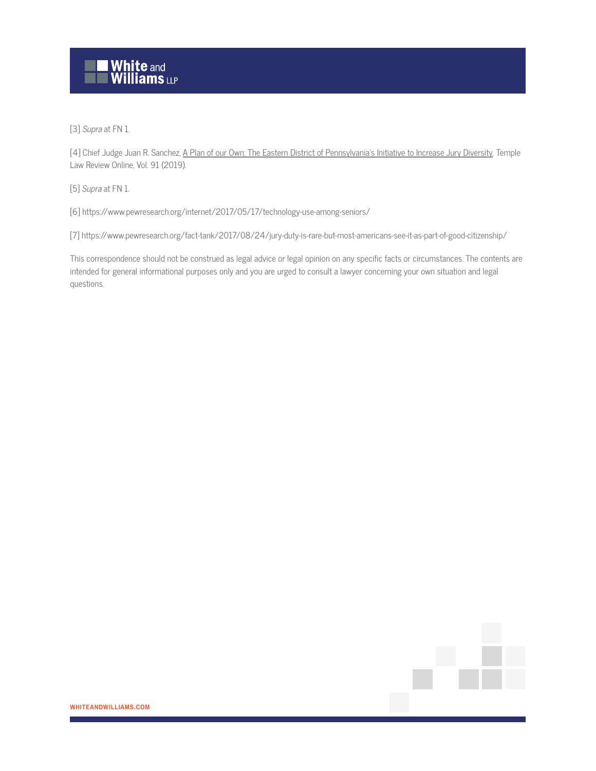[3] *Supra* at FN 1.

[4] Chief Judge Juan R. Sanchez, A Plan of our Own: The Eastern District of Pennsylvania's Initiative to Increase Jury Diversity, Temple Law Review Online, Vol. 91 (2019).

[5] *Supra* at FN 1.

[6] https://www.pewresearch.org/internet/2017/05/17/technology-use-among-seniors/

[7] https://www.pewresearch.org/fact-tank/2017/08/24/jury-duty-is-rare-but-most-americans-see-it-as-part-of-good-citizenship/

This correspondence should not be construed as legal advice or legal opinion on any specific facts or circumstances. The contents are intended for general informational purposes only and you are urged to consult a lawyer concerning your own situation and legal questions.